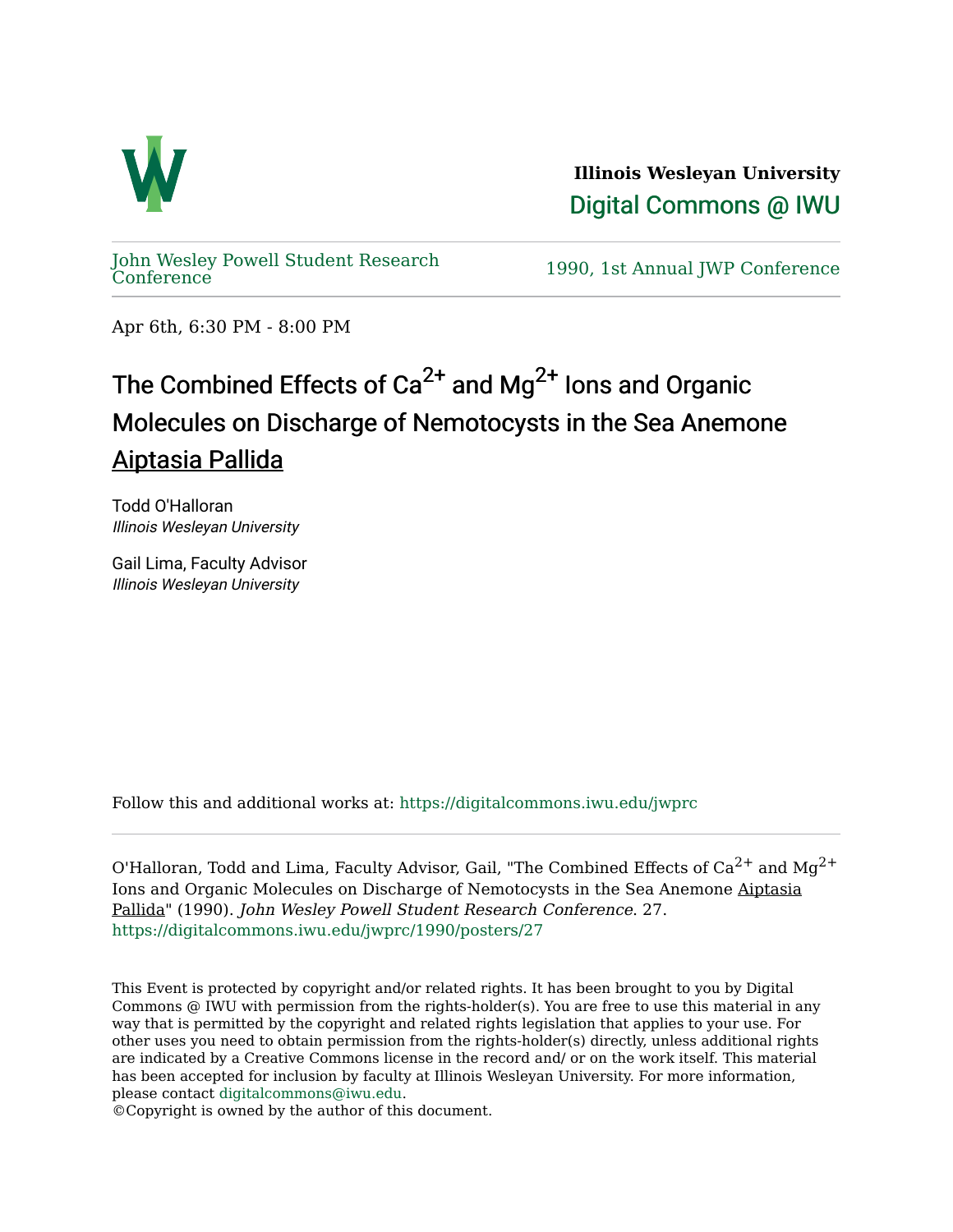**Illinois Wesleyan University**

Digital Commons @ IWU

John Wesley Powell Student Research Conference

1990, 1st Annual JWP Conference

Apr 6th, 6:30 PM - 8:00 PM

# The Combined Effects of $Ca^{2+}$ and $Mg^{2+}$ Ions and Organic Molecules on Discharge of Nemotocysts in the Sea Anemone Aiptasia Pallida

Todd O'Halloran
*Illinois Wesleyan University*

Gail Lima, Faculty Advisor
*Illinois Wesleyan University*

Follow this and additional works at: https://digitalcommons.iwu.edu/jwprc

O'Halloran, Todd and Lima, Faculty Advisor, Gail, "The Combined Effects of $Ca^{2+}$ and $Mg^{2+}$ Ions and Organic Molecules on Discharge of Nemotocysts in the Sea Anemone Aiptasia Pallida" (1990). *John Wesley Powell Student Research Conference*. 27.
https://digitalcommons.iwu.edu/jwprc/1990/posters/27

This Event is protected by copyright and/or related rights. It has been brought to you by Digital Commons @ IWU with permission from the rights-holder(s). You are free to use this material in any way that is permitted by the copyright and related rights legislation that applies to your use. For other uses you need to obtain permission from the rights-holder(s) directly, unless additional rights are indicated by a Creative Commons license in the record and/ or on the work itself. This material has been accepted for inclusion by faculty at Illinois Wesleyan University. For more information, please contact digitalcommons@iwu.edu.
©Copyright is owned by the author of this document.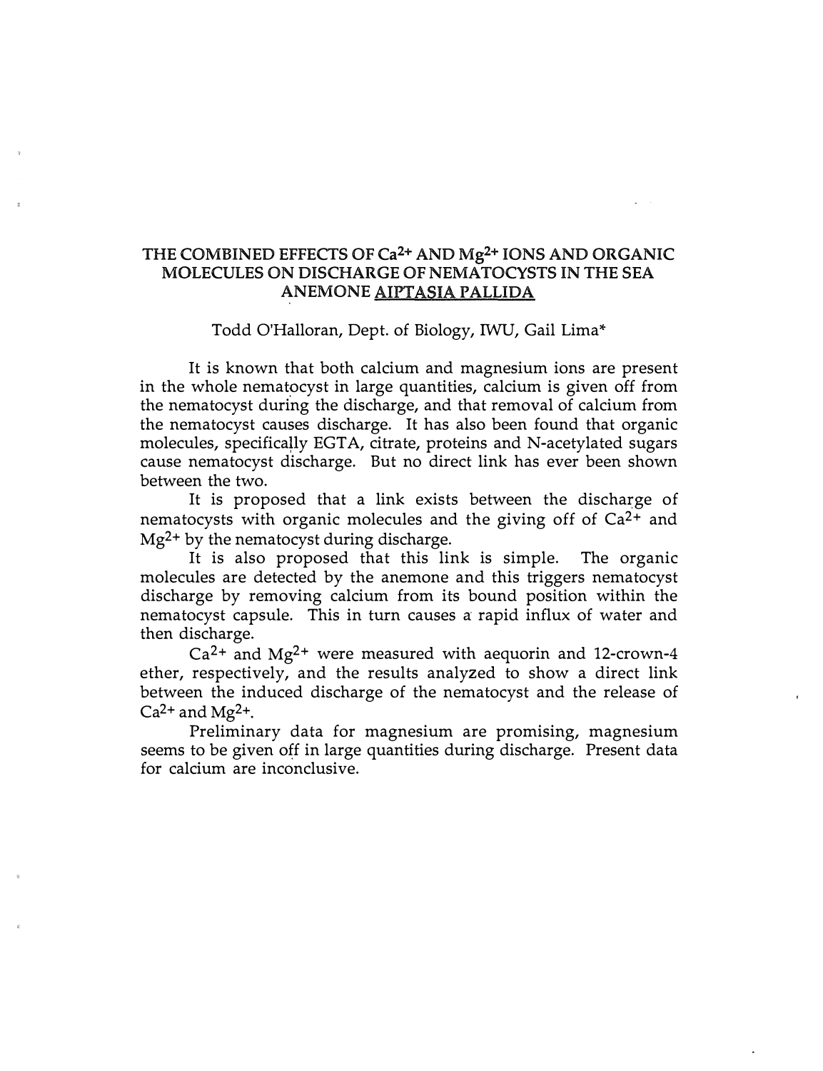# THE COMBINED EFFECTS OF $Ca^{2+}$ AND $Mg^{2+}$ IONS AND ORGANIC MOLECULES ON DISCHARGE OF NEMATOCYSTS IN THE SEA ANEMONE AIPTASIA PALLIDA

Todd O'Halloran, Dept. of Biology, IWU, Gail Lima*

It is known that both calcium and magnesium ions are present in the whole nematocyst in large quantities, calcium is given off from the nematocyst during the discharge, and that removal of calcium from the nematocyst causes discharge. It has also been found that organic molecules, specifically EGTA, citrate, proteins and N-acetylated sugars cause nematocyst discharge. But no direct link has ever been shown between the two.

It is proposed that a link exists between the discharge of nematocysts with organic molecules and the giving off of $Ca^{2+}$ and $Mg^{2+}$ by the nematocyst during discharge.

It is also proposed that this link is simple. The organic molecules are detected by the anemone and this triggers nematocyst discharge by removing calcium from its bound position within the nematocyst capsule. This in turn causes a rapid influx of water and then discharge.

$Ca^{2+}$ and $Mg^{2+}$ were measured with aequorin and 12-crown-4 ether, respectively, and the results analyzed to show a direct link between the induced discharge of the nematocyst and the release of $Ca^{2+}$ and $Mg^{2+}$.

Preliminary data for magnesium are promising, magnesium seems to be given off in large quantities during discharge. Present data for calcium are inconclusive.